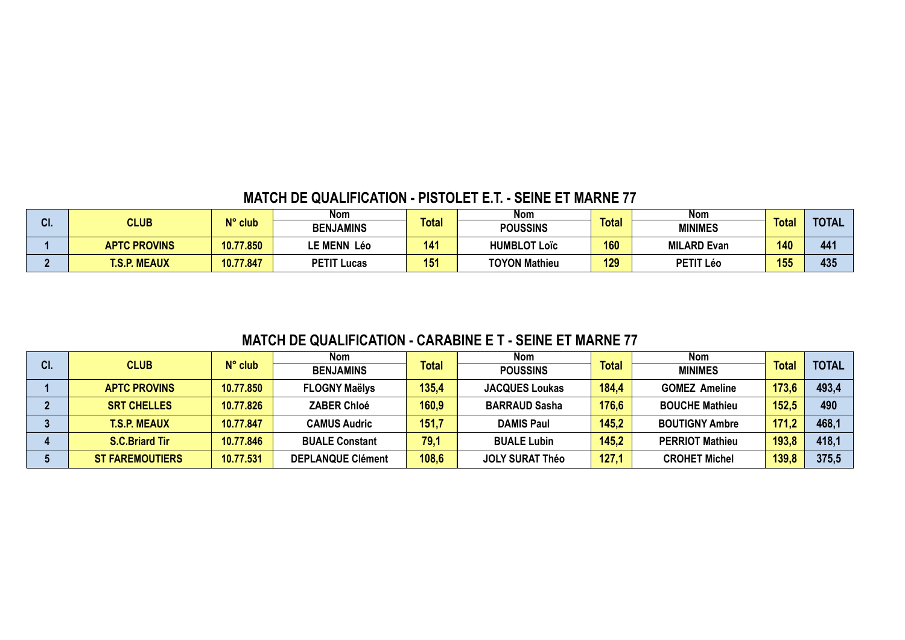## MATCH DE QUALIFICATION - PISTOLET E.T. - SEINE ET MARNE 77

| Cl. | CLUB | N° club | Nom BENJAMINS | Total | Nom POUSSINS | Total | Nom MINIMES | Total | TOTAL |
|---|---|---|---|---|---|---|---|---|---|
| 1 | APTC PROVINS | 10.77.850 | LE MENN Léo | 141 | HUMBLOT Loïc | 160 | MILARD Evan | 140 | 441 |
| 2 | T.S.P. MEAUX | 10.77.847 | PETIT Lucas | 151 | TOYON Mathieu | 129 | PETIT Léo | 155 | 435 |

## MATCH DE QUALIFICATION - CARABINE E T - SEINE ET MARNE 77

| Cl. | CLUB | N° club | Nom BENJAMINS | Total | Nom POUSSINS | Total | Nom MINIMES | Total | TOTAL |
|---|---|---|---|---|---|---|---|---|---|
| 1 | APTC PROVINS | 10.77.850 | FLOGNY Maëlys | 135,4 | JACQUES Loukas | 184,4 | GOMEZ Ameline | 173,6 | 493,4 |
| 2 | SRT CHELLES | 10.77.826 | ZABER Chloé | 160,9 | BARRAUD Sasha | 176,6 | BOUCHE Mathieu | 152,5 | 490 |
| 3 | T.S.P. MEAUX | 10.77.847 | CAMUS Audric | 151,7 | DAMIS Paul | 145,2 | BOUTIGNY Ambre | 171,2 | 468,1 |
| 4 | S.C.Briard Tir | 10.77.846 | BUALE Constant | 79,1 | BUALE Lubin | 145,2 | PERRIOT Mathieu | 193,8 | 418,1 |
| 5 | ST FAREMOUTIERS | 10.77.531 | DEPLANQUE Clément | 108,6 | JOLY SURAT Théo | 127,1 | CROHET Michel | 139,8 | 375,5 |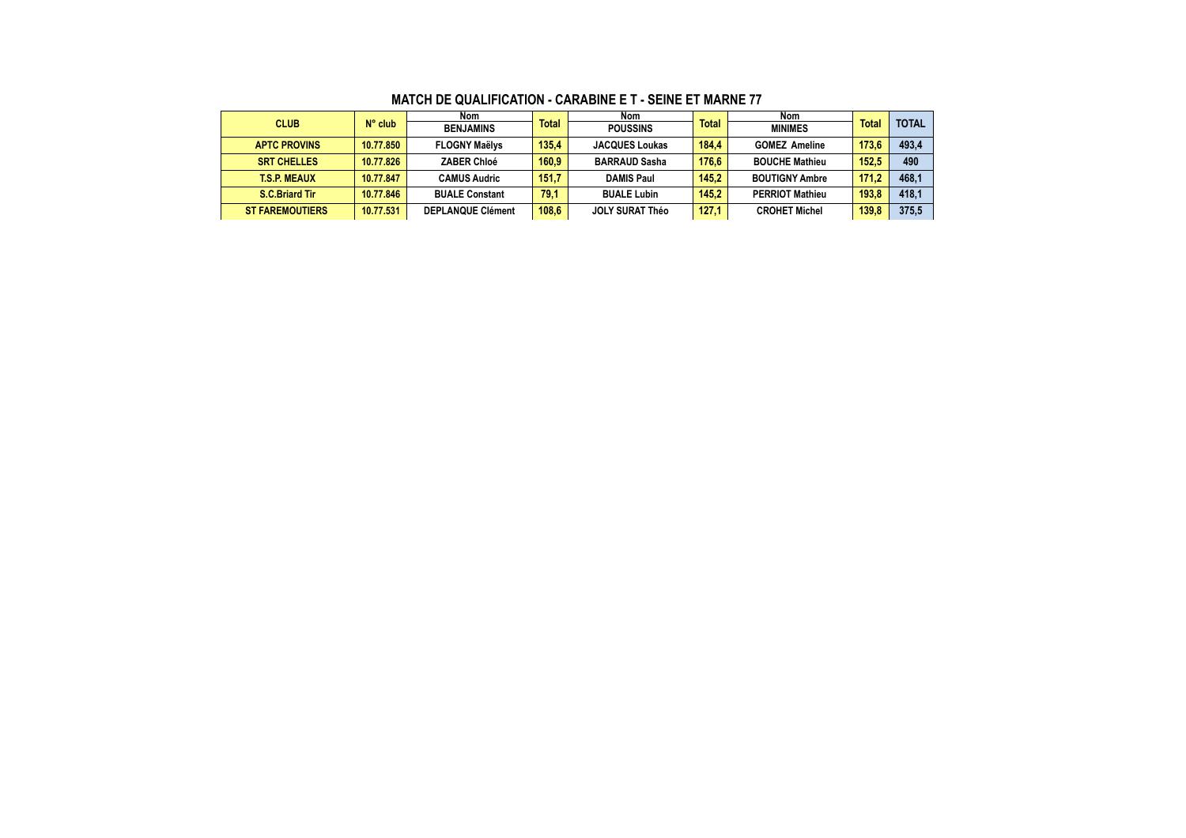## MATCH DE QUALIFICATION - CARABINE E T - SEINE ET MARNE 77

| CLUB | N° club | Nom BENJAMINS | Total | Nom POUSSINS | Total | Nom MINIMES | Total | TOTAL |
|---|---|---|---|---|---|---|---|---|
| APTC PROVINS | 10.77.850 | FLOGNY Maëlys | 135,4 | JACQUES Loukas | 184,4 | GOMEZ Ameline | 173,6 | 493,4 |
| SRT CHELLES | 10.77.826 | ZABER Chloé | 160,9 | BARRAUD Sasha | 176,6 | BOUCHE Mathieu | 152,5 | 490 |
| T.S.P. MEAUX | 10.77.847 | CAMUS Audric | 151,7 | DAMIS Paul | 145,2 | BOUTIGNY Ambre | 171,2 | 468,1 |
| S.C.Briard Tir | 10.77.846 | BUALE Constant | 79,1 | BUALE Lubin | 145,2 | PERRIOT Mathieu | 193,8 | 418,1 |
| ST FAREMOUTIERS | 10.77.531 | DEPLANQUE Clément | 108,6 | JOLY SURAT Théo | 127,1 | CROHET Michel | 139,8 | 375,5 |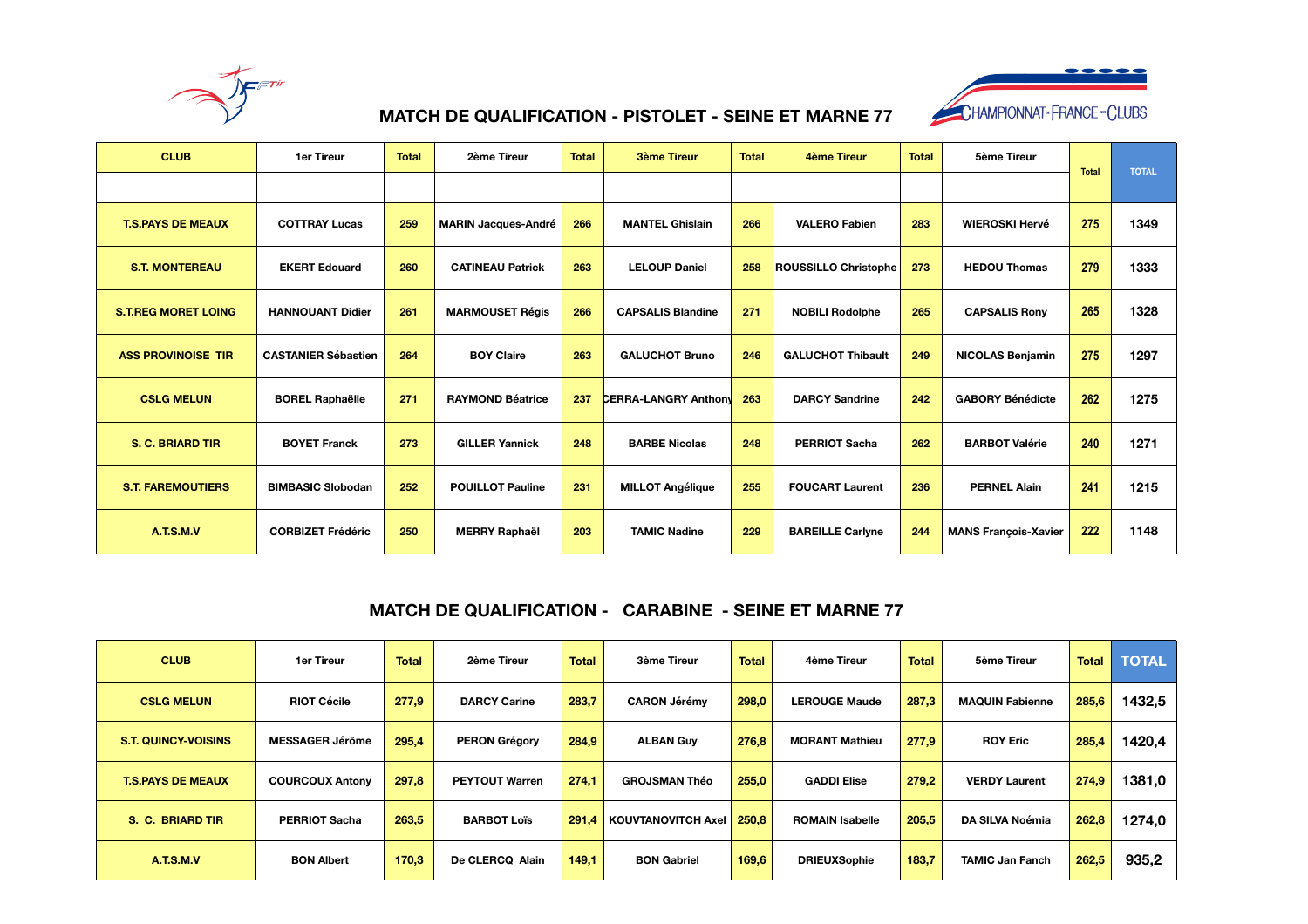## MATCH DE QUALIFICATION - PISTOLET - SEINE ET MARNE 77

| CLUB | 1er Tireur | Total | 2ème Tireur | Total | 3ème Tireur | Total | 4ème Tireur | Total | 5ème Tireur | Total | TOTAL |
|---|---|---|---|---|---|---|---|---|---|---|---|
| T.S.PAYS DE MEAUX | COTTRAY Lucas | 259 | MARIN Jacques-André | 266 | MANTEL Ghislain | 266 | VALERO Fabien | 283 | WIEROSKI Hervé | 275 | 1349 |
| S.T. MONTEREAU | EKERT Edouard | 260 | CATINEAU Patrick | 263 | LELOUP Daniel | 258 | ROUSSILLO Christophe | 273 | HEDOU Thomas | 279 | 1333 |
| S.T.REG MORET LOING | HANNOUANT Didier | 261 | MARMOUSET Régis | 266 | CAPSALIS Blandine | 271 | NOBILI Rodolphe | 265 | CAPSALIS Rony | 265 | 1328 |
| ASS PROVINOISE TIR | CASTANIER Sébastien | 264 | BOY Claire | 263 | GALUCHOT Bruno | 246 | GALUCHOT Thibault | 249 | NICOLAS Benjamin | 275 | 1297 |
| CSLG MELUN | BOREL Raphaëlle | 271 | RAYMOND Béatrice | 237 | CERRA-LANGRY Anthony | 263 | DARCY Sandrine | 242 | GABORY Bénédicte | 262 | 1275 |
| S. C. BRIARD TIR | BOYET Franck | 273 | GILLER Yannick | 248 | BARBE Nicolas | 248 | PERRIOT Sacha | 262 | BARBOT Valérie | 240 | 1271 |
| S.T. FAREMOUTIERS | BIMBASIC Slobodan | 252 | POUILLOT Pauline | 231 | MILLOT Angélique | 255 | FOUCART Laurent | 236 | PERNEL Alain | 241 | 1215 |
| A.T.S.M.V | CORBIZET Frédéric | 250 | MERRY Raphaël | 203 | TAMIC Nadine | 229 | BAREILLE Carlyne | 244 | MANS François-Xavier | 222 | 1148 |

## MATCH DE QUALIFICATION - CARABINE - SEINE ET MARNE 77

| CLUB | 1er Tireur | Total | 2ème Tireur | Total | 3ème Tireur | Total | 4ème Tireur | Total | 5ème Tireur | Total | TOTAL |
|---|---|---|---|---|---|---|---|---|---|---|---|
| CSLG MELUN | RIOT Cécile | 277,9 | DARCY Carine | 283,7 | CARON Jérémy | 298,0 | LEROUGE Maude | 287,3 | MAQUIN Fabienne | 285,6 | 1432,5 |
| S.T. QUINCY-VOISINS | MESSAGER Jérôme | 295,4 | PERON Grégory | 284,9 | ALBAN Guy | 276,8 | MORANT Mathieu | 277,9 | ROY Eric | 285,4 | 1420,4 |
| T.S.PAYS DE MEAUX | COURCOUX Antony | 297,8 | PEYTOUT Warren | 274,1 | GROJSMAN Théo | 255,0 | GADDI Elise | 279,2 | VERDY Laurent | 274,9 | 1381,0 |
| S. C. BRIARD TIR | PERRIOT Sacha | 263,5 | BARBOT Loïs | 291,4 | KOUVTANOVITCH Axel | 250,8 | ROMAIN Isabelle | 205,5 | DA SILVA Noémia | 262,8 | 1274,0 |
| A.T.S.M.V | BON Albert | 170,3 | De CLERCQ Alain | 149,1 | BON Gabriel | 169,6 | DRIEUXSophie | 183,7 | TAMIC Jan Fanch | 262,5 | 935,2 |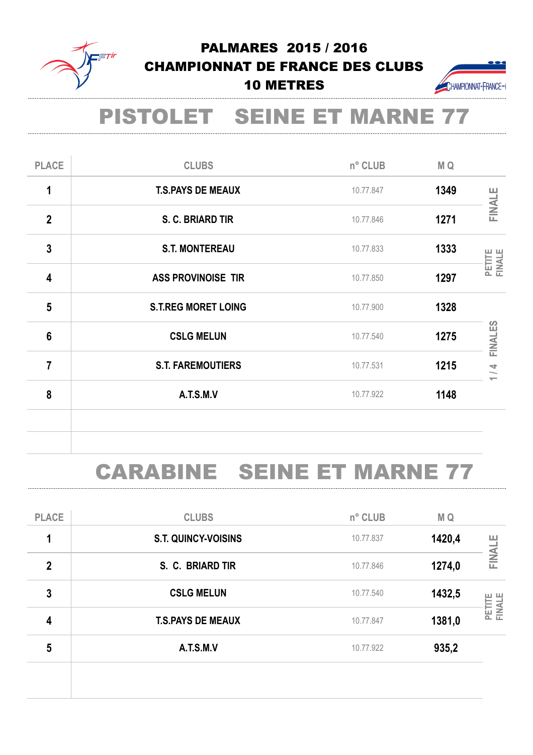# PALMARES 2015 / 2016
# CHAMPIONNAT DE FRANCE DES CLUBS
# 10 METRES

## PISTOLET SEINE ET MARNE 77

| PLACE | CLUBS | n° CLUB | M Q | |
|---|---|---|---|---|
| 1 | T.S.PAYS DE MEAUX | 10.77.847 | 1349 | FINALE |
| 2 | S. C. BRIARD TIR | 10.77.846 | 1271 | |
| 3 | S.T. MONTEREAU | 10.77.833 | 1333 | PETITE FINALE |
| 4 | ASS PROVINOISE TIR | 10.77.850 | 1297 | |
| 5 | S.T.REG MORET LOING | 10.77.900 | 1328 | 1 / 4 FINALES |
| 6 | CSLG MELUN | 10.77.540 | 1275 | |
| 7 | S.T. FAREMOUTIERS | 10.77.531 | 1215 | |
| 8 | A.T.S.M.V | 10.77.922 | 1148 | |

## CARABINE SEINE ET MARNE 77

| PLACE | CLUBS | n° CLUB | M Q | |
|---|---|---|---|---|
| 1 | S.T. QUINCY-VOISINS | 10.77.837 | 1420,4 | FINALE |
| 2 | S. C. BRIARD TIR | 10.77.846 | 1274,0 | |
| 3 | CSLG MELUN | 10.77.540 | 1432,5 | PETITE FINALE |
| 4 | T.S.PAYS DE MEAUX | 10.77.847 | 1381,0 | |
| 5 | A.T.S.M.V | 10.77.922 | 935,2 | |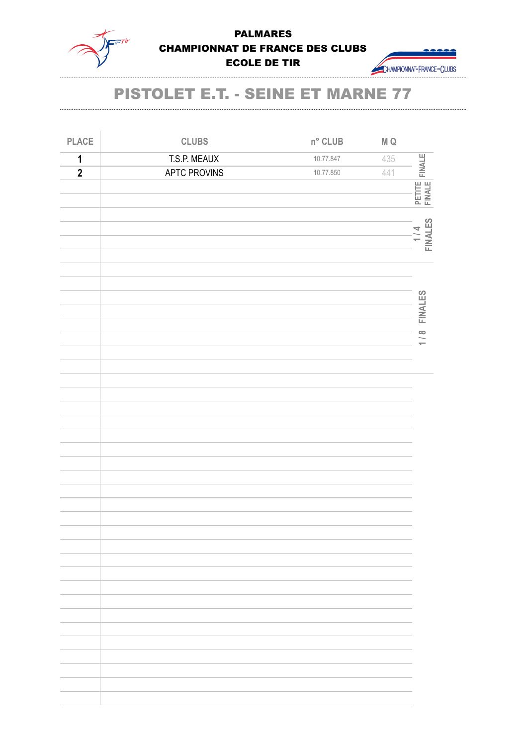**PALMARES**
**CHAMPIONNAT DE FRANCE DES CLUBS**
**ECOLE DE TIR**

# PISTOLET E.T. - SEINE ET MARNE 77

| PLACE | CLUBS | n° CLUB | M Q | |
|---|---|---|---|---|
| 1 | T.S.P. MEAUX | 10.77.847 | 435 | FINALE |
| 2 | APTC PROVINS | 10.77.850 | 441 | |
| | | | | PETITE FINALE |
| | | | | |
| | | | | 1 / 4 FINALES |
| | | | | |
| | | | | 1 / 8 FINALES |